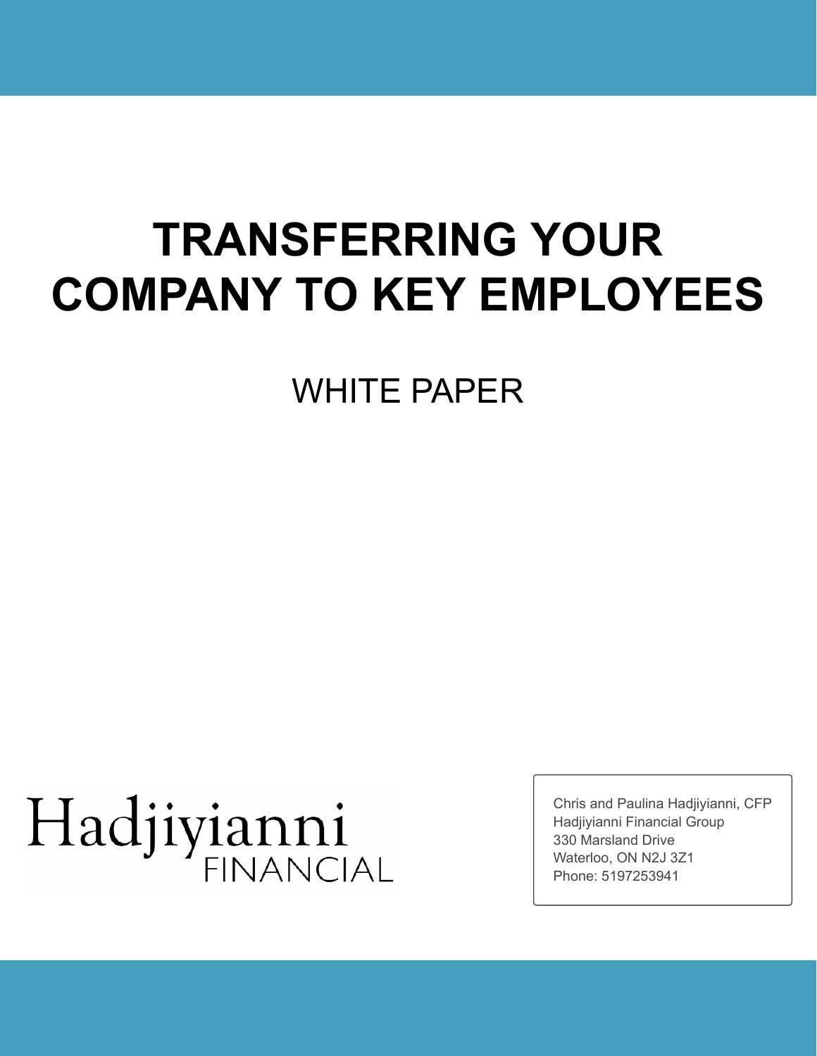# TRANSFERRING YOUR COMPANY TO KEY EMPLOYEES

WHITE PAPER

Hadjiyianni FINANCIAL

Chris and Paulina Hadjiyianni, CFP
Hadjiyianni Financial Group
330 Marsland Drive
Waterloo, ON N2J 3Z1
Phone: 5197253941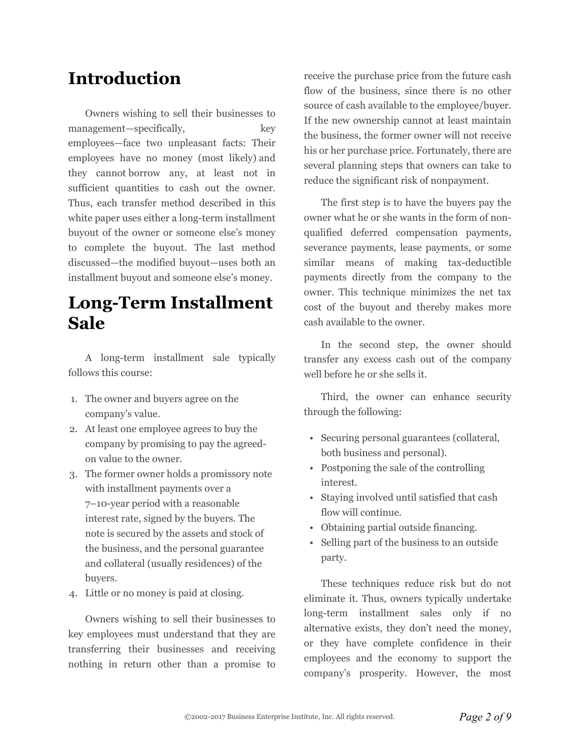# Introduction

Owners wishing to sell their businesses to management—specifically, key employees—face two unpleasant facts: Their employees have no money (most likely) and they cannot borrow any, at least not in sufficient quantities to cash out the owner. Thus, each transfer method described in this white paper uses either a long-term installment buyout of the owner or someone else's money to complete the buyout. The last method discussed—the modified buyout—uses both an installment buyout and someone else's money.

# Long-Term Installment Sale

A long-term installment sale typically follows this course:

1. The owner and buyers agree on the company's value.
2. At least one employee agrees to buy the company by promising to pay the agreed-on value to the owner.
3. The former owner holds a promissory note with installment payments over a 7–10-year period with a reasonable interest rate, signed by the buyers. The note is secured by the assets and stock of the business, and the personal guarantee and collateral (usually residences) of the buyers.
4. Little or no money is paid at closing.

Owners wishing to sell their businesses to key employees must understand that they are transferring their businesses and receiving nothing in return other than a promise to receive the purchase price from the future cash flow of the business, since there is no other source of cash available to the employee/buyer. If the new ownership cannot at least maintain the business, the former owner will not receive his or her purchase price. Fortunately, there are several planning steps that owners can take to reduce the significant risk of nonpayment.

The first step is to have the buyers pay the owner what he or she wants in the form of non-qualified deferred compensation payments, severance payments, lease payments, or some similar means of making tax-deductible payments directly from the company to the owner. This technique minimizes the net tax cost of the buyout and thereby makes more cash available to the owner.

In the second step, the owner should transfer any excess cash out of the company well before he or she sells it.

Third, the owner can enhance security through the following:

- Securing personal guarantees (collateral, both business and personal).
- Postponing the sale of the controlling interest.
- Staying involved until satisfied that cash flow will continue.
- Obtaining partial outside financing.
- Selling part of the business to an outside party.

These techniques reduce risk but do not eliminate it. Thus, owners typically undertake long-term installment sales only if no alternative exists, they don't need the money, or they have complete confidence in their employees and the economy to support the company's prosperity. However, the most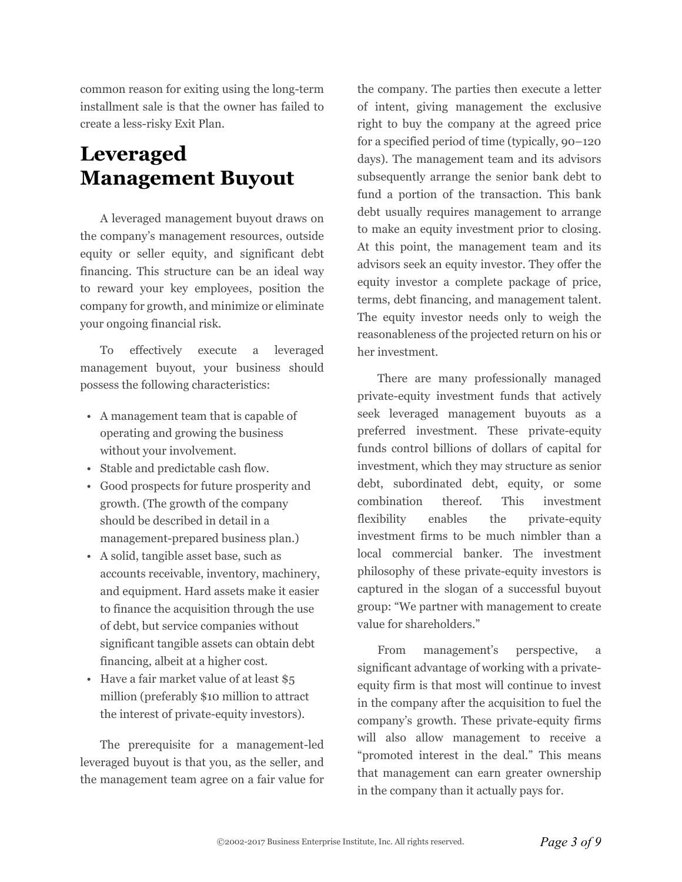common reason for exiting using the long-term installment sale is that the owner has failed to create a less-risky Exit Plan.

## Leveraged Management Buyout

A leveraged management buyout draws on the company's management resources, outside equity or seller equity, and significant debt financing. This structure can be an ideal way to reward your key employees, position the company for growth, and minimize or eliminate your ongoing financial risk.

To effectively execute a leveraged management buyout, your business should possess the following characteristics:

- A management team that is capable of operating and growing the business without your involvement.
- Stable and predictable cash flow.
- Good prospects for future prosperity and growth. (The growth of the company should be described in detail in a management-prepared business plan.)
- A solid, tangible asset base, such as accounts receivable, inventory, machinery, and equipment. Hard assets make it easier to finance the acquisition through the use of debt, but service companies without significant tangible assets can obtain debt financing, albeit at a higher cost.
- Have a fair market value of at least $5 million (preferably $10 million to attract the interest of private-equity investors).

The prerequisite for a management-led leveraged buyout is that you, as the seller, and the management team agree on a fair value for the company. The parties then execute a letter of intent, giving management the exclusive right to buy the company at the agreed price for a specified period of time (typically, 90–120 days). The management team and its advisors subsequently arrange the senior bank debt to fund a portion of the transaction. This bank debt usually requires management to arrange to make an equity investment prior to closing. At this point, the management team and its advisors seek an equity investor. They offer the equity investor a complete package of price, terms, debt financing, and management talent. The equity investor needs only to weigh the reasonableness of the projected return on his or her investment.

There are many professionally managed private-equity investment funds that actively seek leveraged management buyouts as a preferred investment. These private-equity funds control billions of dollars of capital for investment, which they may structure as senior debt, subordinated debt, equity, or some combination thereof. This investment flexibility enables the private-equity investment firms to be much nimbler than a local commercial banker. The investment philosophy of these private-equity investors is captured in the slogan of a successful buyout group: "We partner with management to create value for shareholders."

From management's perspective, a significant advantage of working with a private-equity firm is that most will continue to invest in the company after the acquisition to fuel the company's growth. These private-equity firms will also allow management to receive a "promoted interest in the deal." This means that management can earn greater ownership in the company than it actually pays for.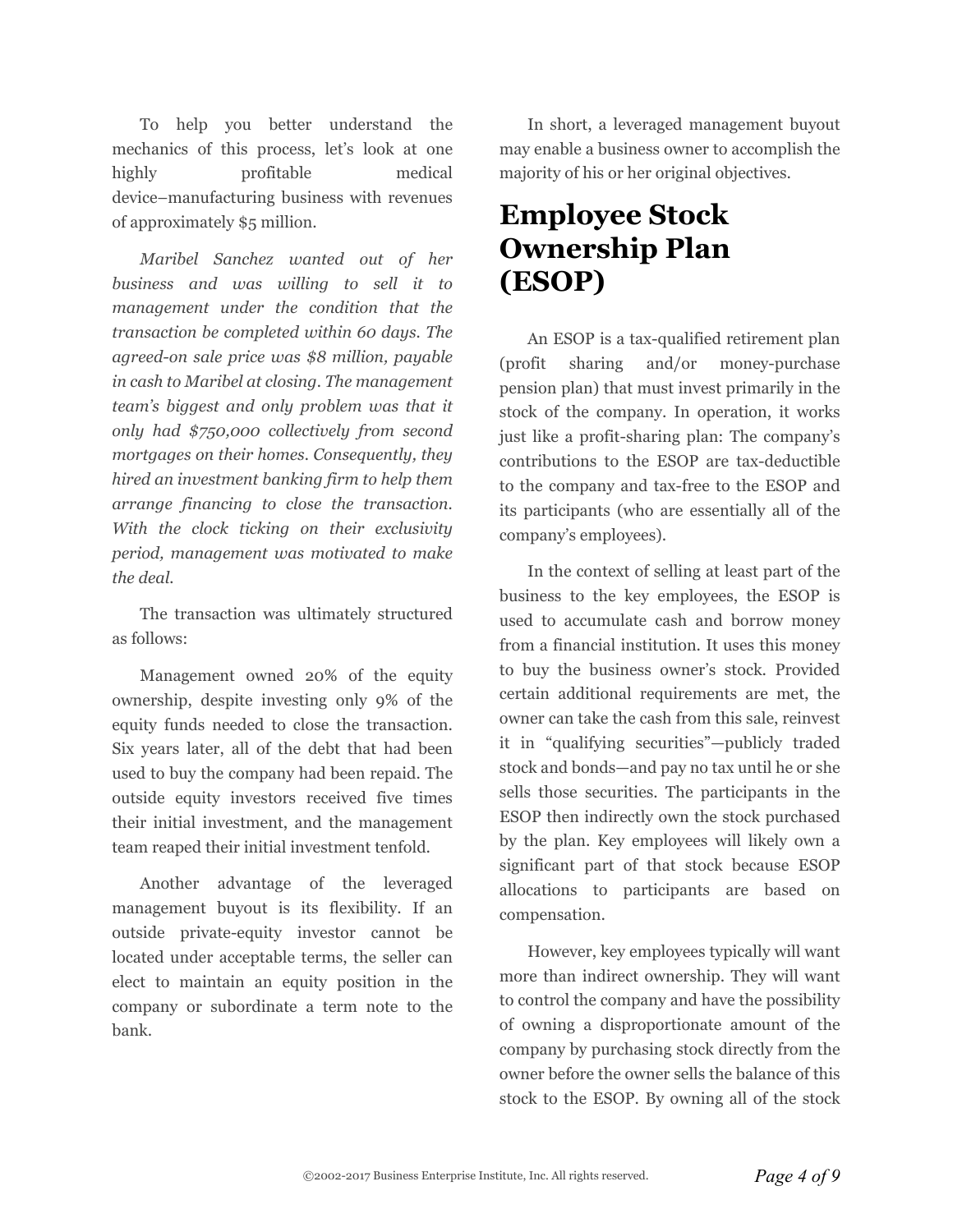To help you better understand the mechanics of this process, let's look at one highly profitable medical device–manufacturing business with revenues of approximately $5 million.

*Maribel Sanchez wanted out of her business and was willing to sell it to management under the condition that the transaction be completed within 60 days. The agreed-on sale price was $8 million, payable in cash to Maribel at closing. The management team's biggest and only problem was that it only had $750,000 collectively from second mortgages on their homes. Consequently, they hired an investment banking firm to help them arrange financing to close the transaction. With the clock ticking on their exclusivity period, management was motivated to make the deal.*

The transaction was ultimately structured as follows:

Management owned 20% of the equity ownership, despite investing only 9% of the equity funds needed to close the transaction. Six years later, all of the debt that had been used to buy the company had been repaid. The outside equity investors received five times their initial investment, and the management team reaped their initial investment tenfold.

Another advantage of the leveraged management buyout is its flexibility. If an outside private-equity investor cannot be located under acceptable terms, the seller can elect to maintain an equity position in the company or subordinate a term note to the bank.

In short, a leveraged management buyout may enable a business owner to accomplish the majority of his or her original objectives.

# Employee Stock Ownership Plan (ESOP)

An ESOP is a tax-qualified retirement plan (profit sharing and/or money-purchase pension plan) that must invest primarily in the stock of the company. In operation, it works just like a profit-sharing plan: The company's contributions to the ESOP are tax-deductible to the company and tax-free to the ESOP and its participants (who are essentially all of the company's employees).

In the context of selling at least part of the business to the key employees, the ESOP is used to accumulate cash and borrow money from a financial institution. It uses this money to buy the business owner's stock. Provided certain additional requirements are met, the owner can take the cash from this sale, reinvest it in "qualifying securities"—publicly traded stock and bonds—and pay no tax until he or she sells those securities. The participants in the ESOP then indirectly own the stock purchased by the plan. Key employees will likely own a significant part of that stock because ESOP allocations to participants are based on compensation.

However, key employees typically will want more than indirect ownership. They will want to control the company and have the possibility of owning a disproportionate amount of the company by purchasing stock directly from the owner before the owner sells the balance of this stock to the ESOP. By owning all of the stock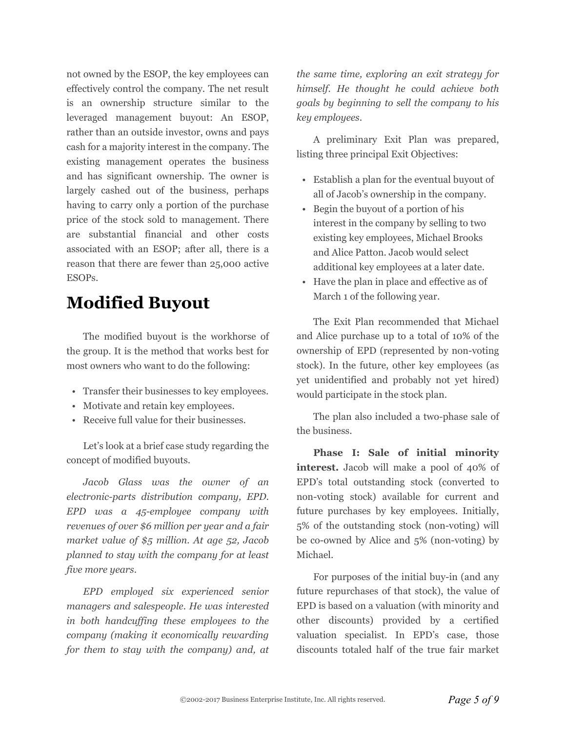not owned by the ESOP, the key employees can effectively control the company. The net result is an ownership structure similar to the leveraged management buyout: An ESOP, rather than an outside investor, owns and pays cash for a majority interest in the company. The existing management operates the business and has significant ownership. The owner is largely cashed out of the business, perhaps having to carry only a portion of the purchase price of the stock sold to management. There are substantial financial and other costs associated with an ESOP; after all, there is a reason that there are fewer than 25,000 active ESOPs.

# Modified Buyout

The modified buyout is the workhorse of the group. It is the method that works best for most owners who want to do the following:

- Transfer their businesses to key employees.
- Motivate and retain key employees.
- Receive full value for their businesses.

Let's look at a brief case study regarding the concept of modified buyouts.

*Jacob Glass was the owner of an electronic-parts distribution company, EPD. EPD was a 45-employee company with revenues of over $6 million per year and a fair market value of $5 million. At age 52, Jacob planned to stay with the company for at least five more years.*

*EPD employed six experienced senior managers and salespeople. He was interested in both handcuffing these employees to the company (making it economically rewarding for them to stay with the company) and, at the same time, exploring an exit strategy for himself. He thought he could achieve both goals by beginning to sell the company to his key employees.*

A preliminary Exit Plan was prepared, listing three principal Exit Objectives:

- Establish a plan for the eventual buyout of all of Jacob's ownership in the company.
- Begin the buyout of a portion of his interest in the company by selling to two existing key employees, Michael Brooks and Alice Patton. Jacob would select additional key employees at a later date.
- Have the plan in place and effective as of March 1 of the following year.

The Exit Plan recommended that Michael and Alice purchase up to a total of 10% of the ownership of EPD (represented by non-voting stock). In the future, other key employees (as yet unidentified and probably not yet hired) would participate in the stock plan.

The plan also included a two-phase sale of the business.

**Phase I: Sale of initial minority interest.** Jacob will make a pool of 40% of EPD's total outstanding stock (converted to non-voting stock) available for current and future purchases by key employees. Initially, 5% of the outstanding stock (non-voting) will be co-owned by Alice and 5% (non-voting) by Michael.

For purposes of the initial buy-in (and any future repurchases of that stock), the value of EPD is based on a valuation (with minority and other discounts) provided by a certified valuation specialist. In EPD's case, those discounts totaled half of the true fair market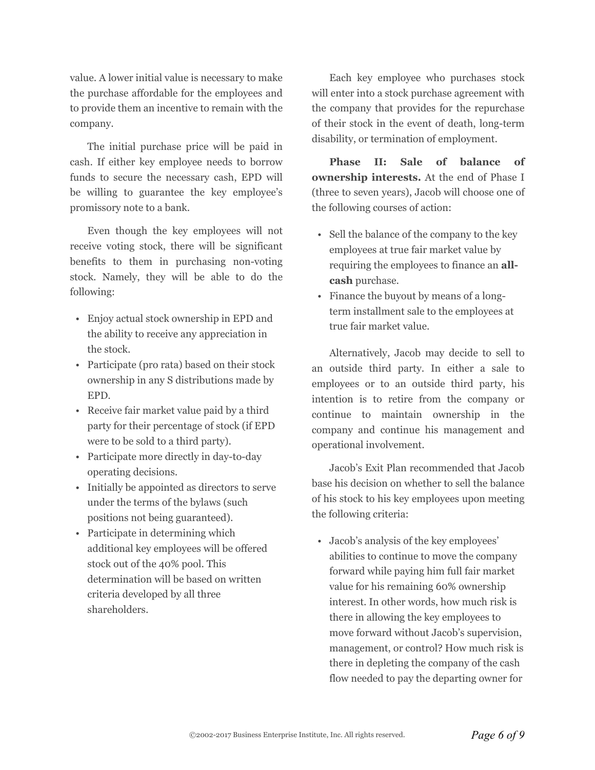value. A lower initial value is necessary to make the purchase affordable for the employees and to provide them an incentive to remain with the company.

The initial purchase price will be paid in cash. If either key employee needs to borrow funds to secure the necessary cash, EPD will be willing to guarantee the key employee's promissory note to a bank.

Even though the key employees will not receive voting stock, there will be significant benefits to them in purchasing non-voting stock. Namely, they will be able to do the following:

- Enjoy actual stock ownership in EPD and the ability to receive any appreciation in the stock.
- Participate (pro rata) based on their stock ownership in any S distributions made by EPD.
- Receive fair market value paid by a third party for their percentage of stock (if EPD were to be sold to a third party).
- Participate more directly in day-to-day operating decisions.
- Initially be appointed as directors to serve under the terms of the bylaws (such positions not being guaranteed).
- Participate in determining which additional key employees will be offered stock out of the 40% pool. This determination will be based on written criteria developed by all three shareholders.

Each key employee who purchases stock will enter into a stock purchase agreement with the company that provides for the repurchase of their stock in the event of death, long-term disability, or termination of employment.

**Phase II: Sale of balance of ownership interests.** At the end of Phase I (three to seven years), Jacob will choose one of the following courses of action:

- Sell the balance of the company to the key employees at true fair market value by requiring the employees to finance an **all-cash** purchase.
- Finance the buyout by means of a long-term installment sale to the employees at true fair market value.

Alternatively, Jacob may decide to sell to an outside third party. In either a sale to employees or to an outside third party, his intention is to retire from the company or continue to maintain ownership in the company and continue his management and operational involvement.

Jacob's Exit Plan recommended that Jacob base his decision on whether to sell the balance of his stock to his key employees upon meeting the following criteria:

- Jacob's analysis of the key employees' abilities to continue to move the company forward while paying him full fair market value for his remaining 60% ownership interest. In other words, how much risk is there in allowing the key employees to move forward without Jacob's supervision, management, or control? How much risk is there in depleting the company of the cash flow needed to pay the departing owner for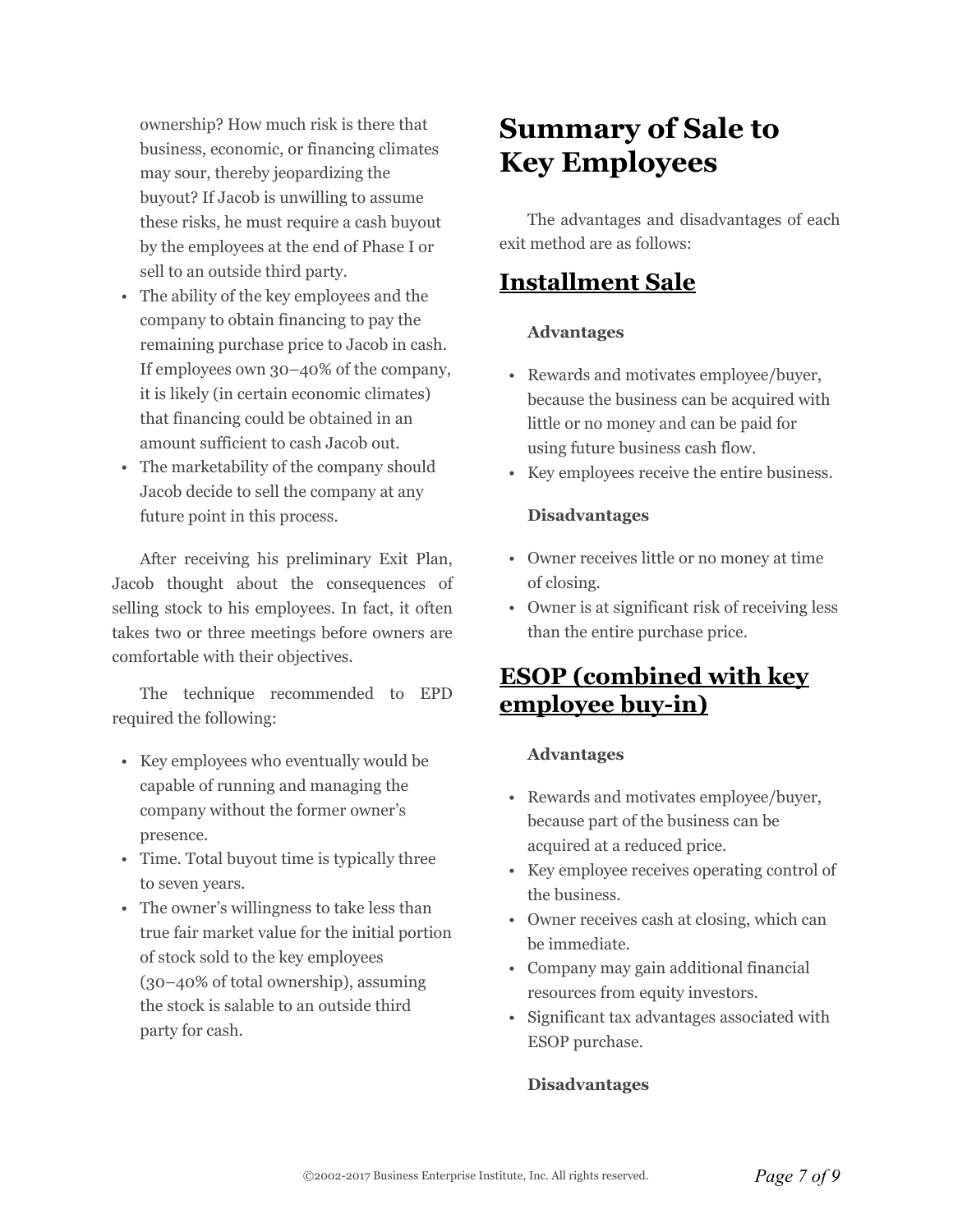ownership? How much risk is there that business, economic, or financing climates may sour, thereby jeopardizing the buyout? If Jacob is unwilling to assume these risks, he must require a cash buyout by the employees at the end of Phase I or sell to an outside third party.
- The ability of the key employees and the company to obtain financing to pay the remaining purchase price to Jacob in cash. If employees own 30–40% of the company, it is likely (in certain economic climates) that financing could be obtained in an amount sufficient to cash Jacob out.
- The marketability of the company should Jacob decide to sell the company at any future point in this process.

After receiving his preliminary Exit Plan, Jacob thought about the consequences of selling stock to his employees. In fact, it often takes two or three meetings before owners are comfortable with their objectives.

The technique recommended to EPD required the following:

- Key employees who eventually would be capable of running and managing the company without the former owner's presence.
- Time. Total buyout time is typically three to seven years.
- The owner's willingness to take less than true fair market value for the initial portion of stock sold to the key employees (30–40% of total ownership), assuming the stock is salable to an outside third party for cash.

# Summary of Sale to Key Employees

The advantages and disadvantages of each exit method are as follows:

## Installment Sale

**Advantages**

- Rewards and motivates employee/buyer, because the business can be acquired with little or no money and can be paid for using future business cash flow.
- Key employees receive the entire business.

**Disadvantages**

- Owner receives little or no money at time of closing.
- Owner is at significant risk of receiving less than the entire purchase price.

## ESOP (combined with key employee buy-in)

**Advantages**

- Rewards and motivates employee/buyer, because part of the business can be acquired at a reduced price.
- Key employee receives operating control of the business.
- Owner receives cash at closing, which can be immediate.
- Company may gain additional financial resources from equity investors.
- Significant tax advantages associated with ESOP purchase.

**Disadvantages**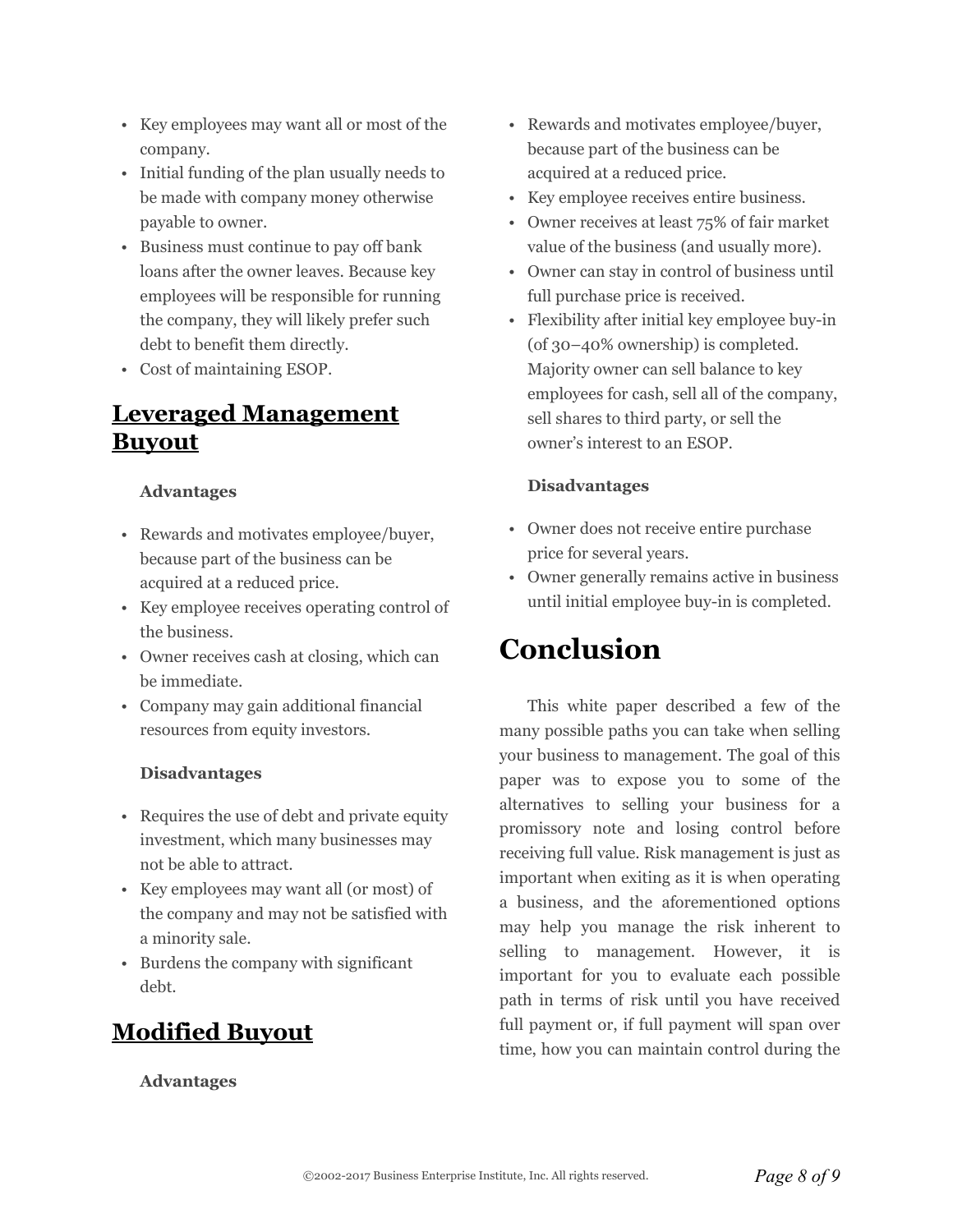- Key employees may want all or most of the company.
- Initial funding of the plan usually needs to be made with company money otherwise payable to owner.
- Business must continue to pay off bank loans after the owner leaves. Because key employees will be responsible for running the company, they will likely prefer such debt to benefit them directly.
- Cost of maintaining ESOP.

## Leveraged Management Buyout

**Advantages**

- Rewards and motivates employee/buyer, because part of the business can be acquired at a reduced price.
- Key employee receives operating control of the business.
- Owner receives cash at closing, which can be immediate.
- Company may gain additional financial resources from equity investors.

**Disadvantages**

- Requires the use of debt and private equity investment, which many businesses may not be able to attract.
- Key employees may want all (or most) of the company and may not be satisfied with a minority sale.
- Burdens the company with significant debt.

## Modified Buyout

**Advantages**

- Rewards and motivates employee/buyer, because part of the business can be acquired at a reduced price.
- Key employee receives entire business.
- Owner receives at least 75% of fair market value of the business (and usually more).
- Owner can stay in control of business until full purchase price is received.
- Flexibility after initial key employee buy-in (of 30–40% ownership) is completed. Majority owner can sell balance to key employees for cash, sell all of the company, sell shares to third party, or sell the owner's interest to an ESOP.

**Disadvantages**

- Owner does not receive entire purchase price for several years.
- Owner generally remains active in business until initial employee buy-in is completed.

# Conclusion

This white paper described a few of the many possible paths you can take when selling your business to management. The goal of this paper was to expose you to some of the alternatives to selling your business for a promissory note and losing control before receiving full value. Risk management is just as important when exiting as it is when operating a business, and the aforementioned options may help you manage the risk inherent to selling to management. However, it is important for you to evaluate each possible path in terms of risk until you have received full payment or, if full payment will span over time, how you can maintain control during the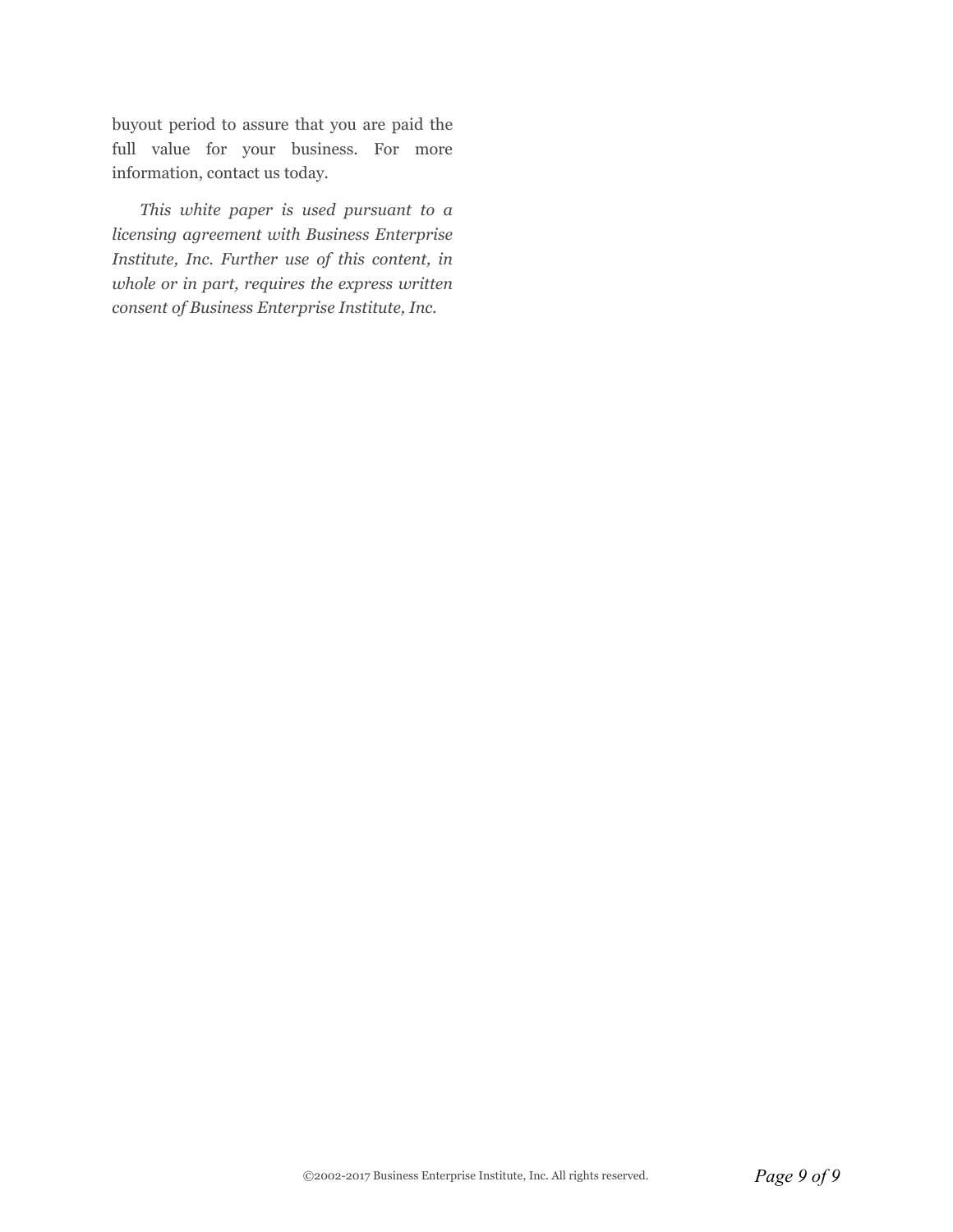buyout period to assure that you are paid the full value for your business. For more information, contact us today.

*This white paper is used pursuant to a licensing agreement with Business Enterprise Institute, Inc. Further use of this content, in whole or in part, requires the express written consent of Business Enterprise Institute, Inc.*